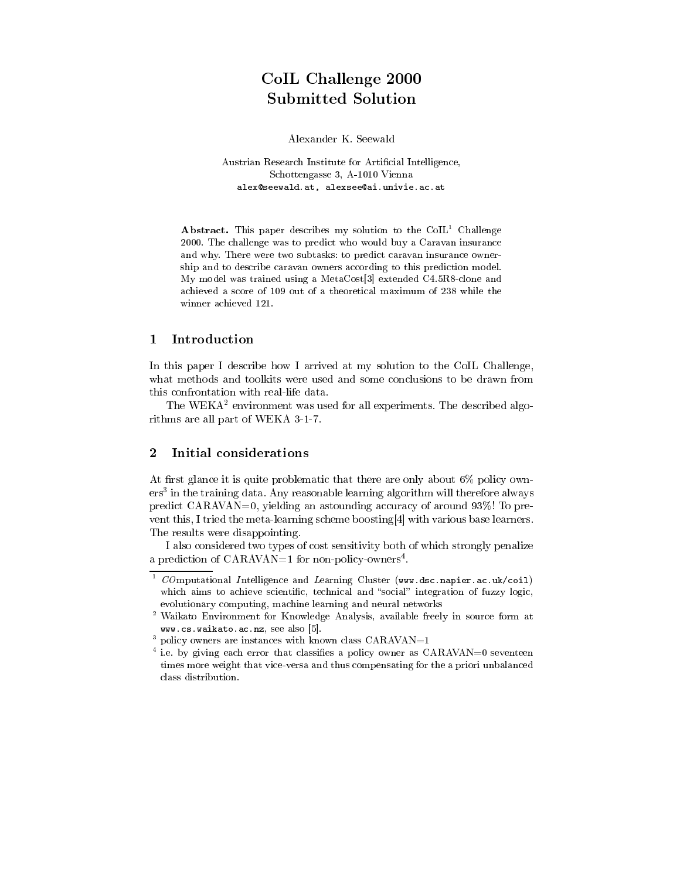# CoIL Challenge 2000
# Submitted Solution

Alexander K. Seewald

Austrian Research Institute for Artificial Intelligence,
Schottengasse 3, A-1010 Vienna
alex@seewald.at, alexsee@ai.univie.ac.at

**Abstract.** This paper describes my solution to the CoIL[1] Challenge 2000. The challenge was to predict who would buy a Caravan insurance and why. There were two subtasks: to predict caravan insurance ownership and to describe caravan owners according to this prediction model. My model was trained using a MetaCost[3] extended C4.5R8-clone and achieved a score of 109 out of a theoretical maximum of 238 while the winner achieved 121.

## 1 Introduction

In this paper I describe how I arrived at my solution to the CoIL Challenge, what methods and toolkits were used and some conclusions to be drawn from this confrontation with real-life data.

The WEKA[2] environment was used for all experiments. The described algorithms are all part of WEKA 3-1-7.

## 2 Initial considerations

At first glance it is quite problematic that there are only about 6% policy owners[3] in the training data. Any reasonable learning algorithm will therefore always predict CARAVAN=0, yielding an astounding accuracy of around 93%! To prevent this, I tried the meta-learning scheme boosting[4] with various base learners. The results were disappointing.

I also considered two types of cost sensitivity both of which strongly penalize a prediction of CARAVAN=1 for non-policy-owners[4].

---

[1] *CO*mputational *I*ntelligence and *L*earning Cluster (www.dsc.napier.ac.uk/coil) which aims to achieve scientific, technical and "social" integration of fuzzy logic, evolutionary computing, machine learning and neural networks

[2] Waikato Environment for Knowledge Analysis, available freely in source form at www.cs.waikato.ac.nz, see also [5].

[3] policy owners are instances with known class CARAVAN=1

[4] i.e. by giving each error that classifies a policy owner as CARAVAN=0 seventeen times more weight that vice-versa and thus compensating for the a priori unbalanced class distribution.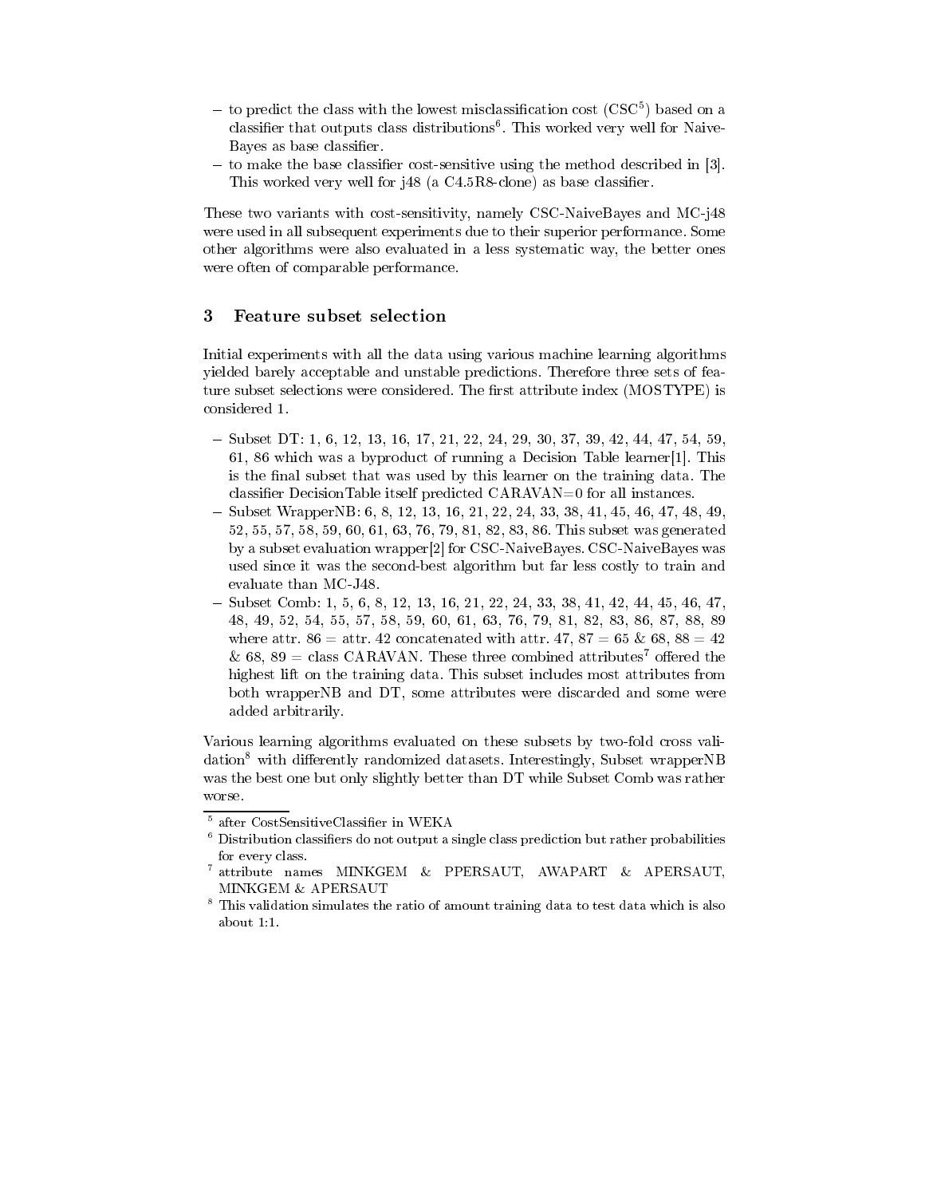- to predict the class with the lowest misclassification cost (CSC[5]) based on a classifier that outputs class distributions[6]. This worked very well for Naive-Bayes as base classifier.
- to make the base classifier cost-sensitive using the method described in [3]. This worked very well for j48 (a C4.5R8-clone) as base classifier.

These two variants with cost-sensitivity, namely CSC-NaiveBayes and MC-j48 were used in all subsequent experiments due to their superior performance. Some other algorithms were also evaluated in a less systematic way, the better ones were often of comparable performance.

## 3 Feature subset selection

Initial experiments with all the data using various machine learning algorithms yielded barely acceptable and unstable predictions. Therefore three sets of feature subset selections were considered. The first attribute index (MOSTYPE) is considered 1.

- Subset DT: 1, 6, 12, 13, 16, 17, 21, 22, 24, 29, 30, 37, 39, 42, 44, 47, 54, 59, 61, 86 which was a byproduct of running a Decision Table learner[1]. This is the final subset that was used by this learner on the training data. The classifier DecisionTable itself predicted CARAVAN=0 for all instances.
- Subset WrapperNB: 6, 8, 12, 13, 16, 21, 22, 24, 33, 38, 41, 45, 46, 47, 48, 49, 52, 55, 57, 58, 59, 60, 61, 63, 76, 79, 81, 82, 83, 86. This subset was generated by a subset evaluation wrapper[2] for CSC-NaiveBayes. CSC-NaiveBayes was used since it was the second-best algorithm but far less costly to train and evaluate than MC-J48.
- Subset Comb: 1, 5, 6, 8, 12, 13, 16, 21, 22, 24, 33, 38, 41, 42, 44, 45, 46, 47, 48, 49, 52, 54, 55, 57, 58, 59, 60, 61, 63, 76, 79, 81, 82, 83, 86, 87, 88, 89 where attr. 86 = attr. 42 concatenated with attr. 47, 87 = 65 & 68, 88 = 42 & 68, 89 = class CARAVAN. These three combined attributes[7] offered the highest lift on the training data. This subset includes most attributes from both wrapperNB and DT, some attributes were discarded and some were added arbitrarily.

Various learning algorithms evaluated on these subsets by two-fold cross validation[8] with differently randomized datasets. Interestingly, Subset wrapperNB was the best one but only slightly better than DT while Subset Comb was rather worse.

---

[5] after CostSensitiveClassifier in WEKA

[6] Distribution classifiers do not output a single class prediction but rather probabilities for every class.

[7] attribute names MINKGEM & PPERSAUT, AWAPART & APERSAUT, MINKGEM & APERSAUT

[8] This validation simulates the ratio of amount training data to test data which is also about 1:1.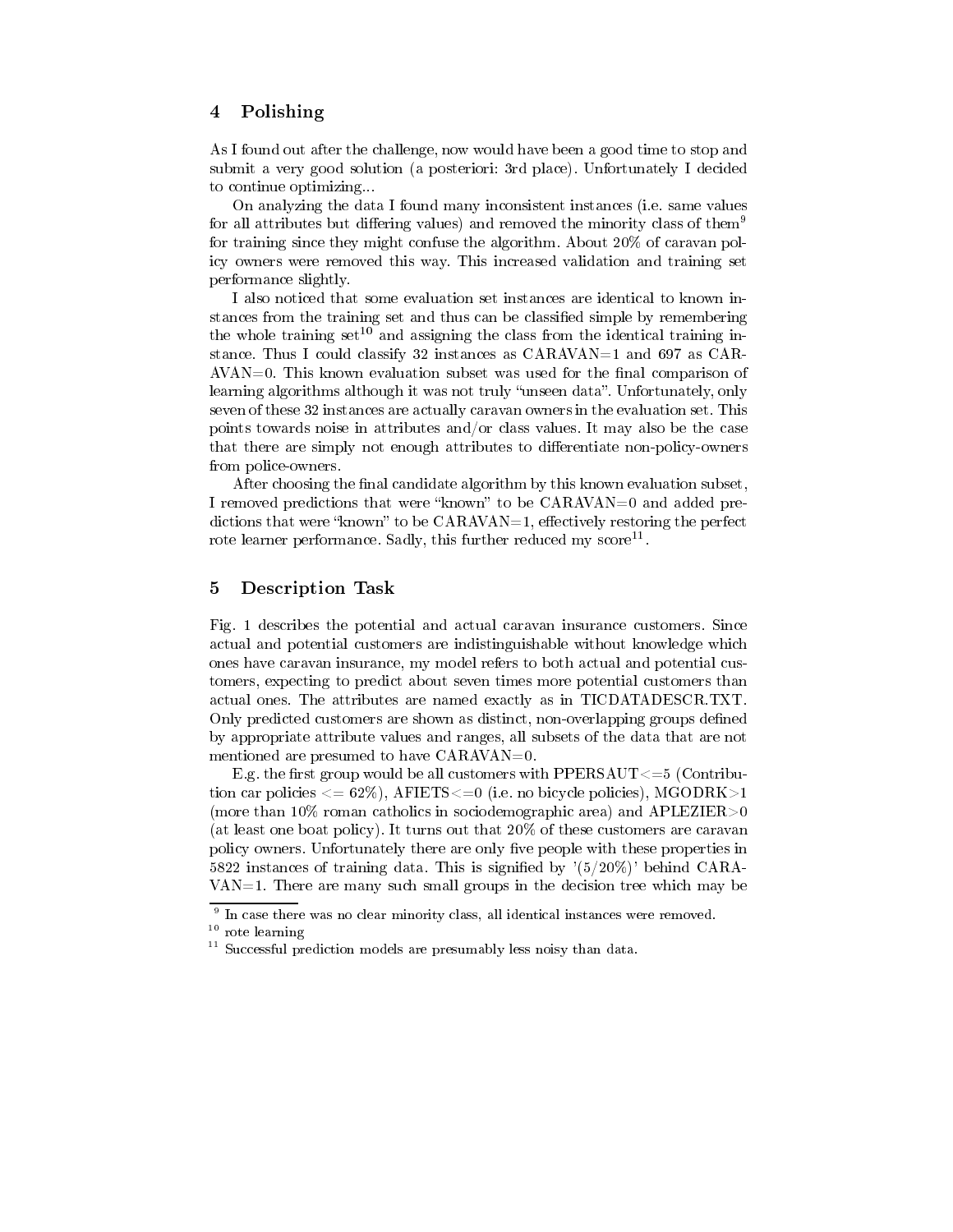## 4 Polishing

As I found out after the challenge, now would have been a good time to stop and submit a very good solution (a posteriori: 3rd place). Unfortunately I decided to continue optimizing...

On analyzing the data I found many inconsistent instances (i.e. same values for all attributes but differing values) and removed the minority class of them[9] for training since they might confuse the algorithm. About 20% of caravan policy owners were removed this way. This increased validation and training set performance slightly.

I also noticed that some evaluation set instances are identical to known instances from the training set and thus can be classified simple by remembering the whole training set[10] and assigning the class from the identical training instance. Thus I could classify 32 instances as CARAVAN=1 and 697 as CARAVAN=0. This known evaluation subset was used for the final comparison of learning algorithms although it was not truly "unseen data". Unfortunately, only seven of these 32 instances are actually caravan owners in the evaluation set. This points towards noise in attributes and/or class values. It may also be the case that there are simply not enough attributes to differentiate non-policy-owners from police-owners.

After choosing the final candidate algorithm by this known evaluation subset, I removed predictions that were "known" to be CARAVAN=0 and added predictions that were "known" to be CARAVAN=1, effectively restoring the perfect rote learner performance. Sadly, this further reduced my score[11].

## 5 Description Task

Fig. 1 describes the potential and actual caravan insurance customers. Since actual and potential customers are indistinguishable without knowledge which ones have caravan insurance, my model refers to both actual and potential customers, expecting to predict about seven times more potential customers than actual ones. The attributes are named exactly as in TICDATADESCR.TXT. Only predicted customers are shown as distinct, non-overlapping groups defined by appropriate attribute values and ranges, all subsets of the data that are not mentioned are presumed to have CARAVAN=0.

E.g. the first group would be all customers with PPERSAUT<=5 (Contribution car policies <= 62%), AFIETS<=0 (i.e. no bicycle policies), MGODRK>1 (more than 10% roman catholics in sociodemographic area) and APLEZIER>0 (at least one boat policy). It turns out that 20% of these customers are caravan policy owners. Unfortunately there are only five people with these properties in 5822 instances of training data. This is signified by '(5/20%)' behind CARAVAN=1. There are many such small groups in the decision tree which may be

[9] In case there was no clear minority class, all identical instances were removed.

[10] rote learning

[11] Successful prediction models are presumably less noisy than data.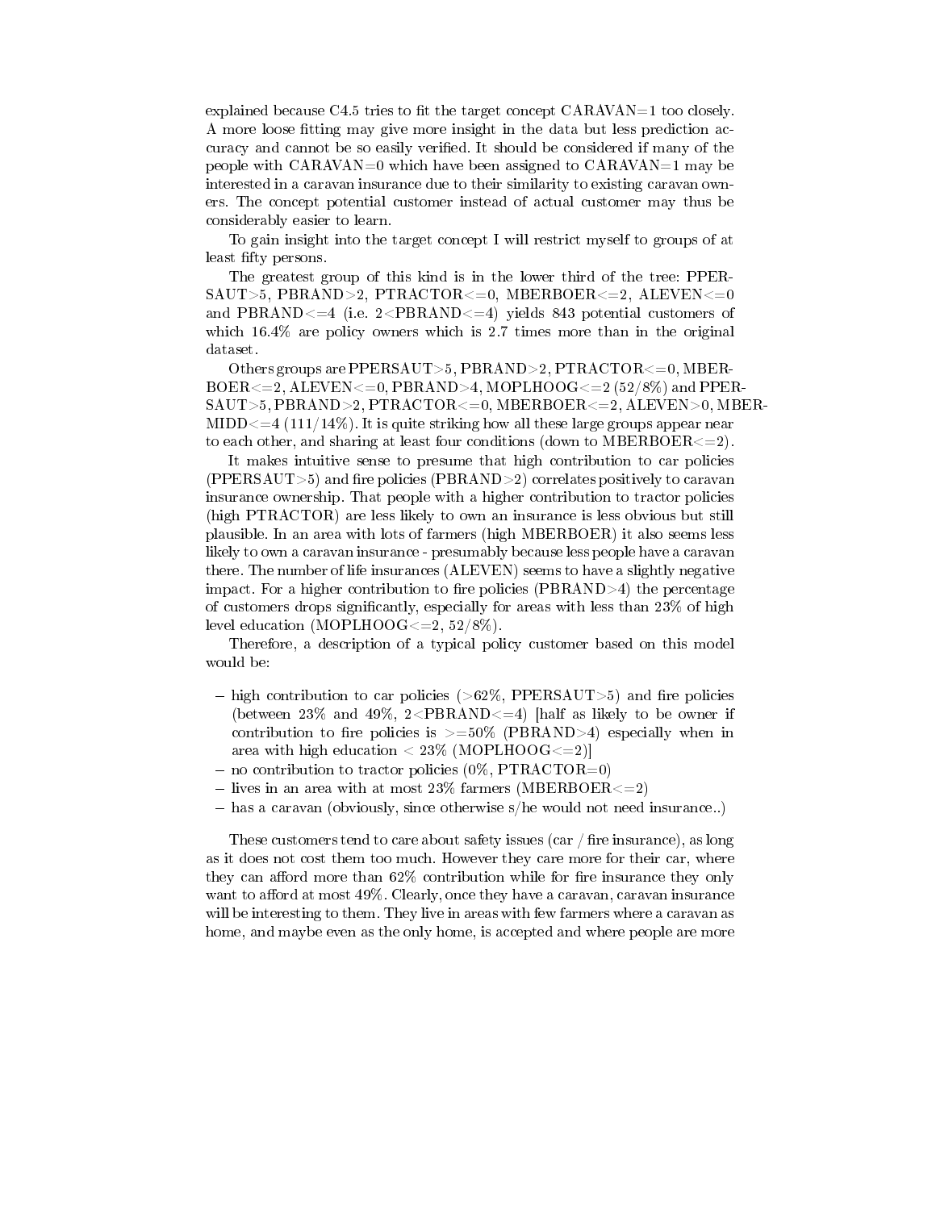explained because C4.5 tries to fit the target concept CARAVAN=1 too closely. A more loose fitting may give more insight in the data but less prediction accuracy and cannot be so easily verified. It should be considered if many of the people with CARAVAN=0 which have been assigned to CARAVAN=1 may be interested in a caravan insurance due to their similarity to existing caravan owners. The concept potential customer instead of actual customer may thus be considerably easier to learn.

To gain insight into the target concept I will restrict myself to groups of at least fifty persons.

The greatest group of this kind is in the lower third of the tree: PPERSAUT>5, PBRAND>2, PTRACTOR<=0, MBERBOER<=2, ALEVEN<=0 and PBRAND<=4 (i.e. 2<PBRAND<=4) yields 843 potential customers of which 16.4% are policy owners which is 2.7 times more than in the original dataset.

Others groups are PPERSAUT>5, PBRAND>2, PTRACTOR<=0, MBERBOER<=2, ALEVEN<=0, PBRAND>4, MOPLHOOG<=2 (52/8%) and PPERSAUT>5, PBRAND>2, PTRACTOR<=0, MBERBOER<=2, ALEVEN>0, MBERMIDD<=4 (111/14%). It is quite striking how all these large groups appear near to each other, and sharing at least four conditions (down to MBERBOER<=2).

It makes intuitive sense to presume that high contribution to car policies (PPERSAUT>5) and fire policies (PBRAND>2) correlates positively to caravan insurance ownership. That people with a higher contribution to tractor policies (high PTRACTOR) are less likely to own an insurance is less obvious but still plausible. In an area with lots of farmers (high MBERBOER) it also seems less likely to own a caravan insurance - presumably because less people have a caravan there. The number of life insurances (ALEVEN) seems to have a slightly negative impact. For a higher contribution to fire policies (PBRAND>4) the percentage of customers drops significantly, especially for areas with less than 23% of high level education (MOPLHOOG<=2, 52/8%).

Therefore, a description of a typical policy customer based on this model would be:

- high contribution to car policies (>62%, PPERSAUT>5) and fire policies (between 23% and 49%, 2<PBRAND<=4) [half as likely to be owner if contribution to fire policies is >=50% (PBRAND>4) especially when in area with high education < 23% (MOPLHOOG<=2)]
- no contribution to tractor policies (0%, PTRACTOR=0)
- lives in an area with at most 23% farmers (MBERBOER<=2)
- has a caravan (obviously, since otherwise s/he would not need insurance..)

These customers tend to care about safety issues (car / fire insurance), as long as it does not cost them too much. However they care more for their car, where they can afford more than 62% contribution while for fire insurance they only want to afford at most 49%. Clearly, once they have a caravan, caravan insurance will be interesting to them. They live in areas with few farmers where a caravan as home, and maybe even as the only home, is accepted and where people are more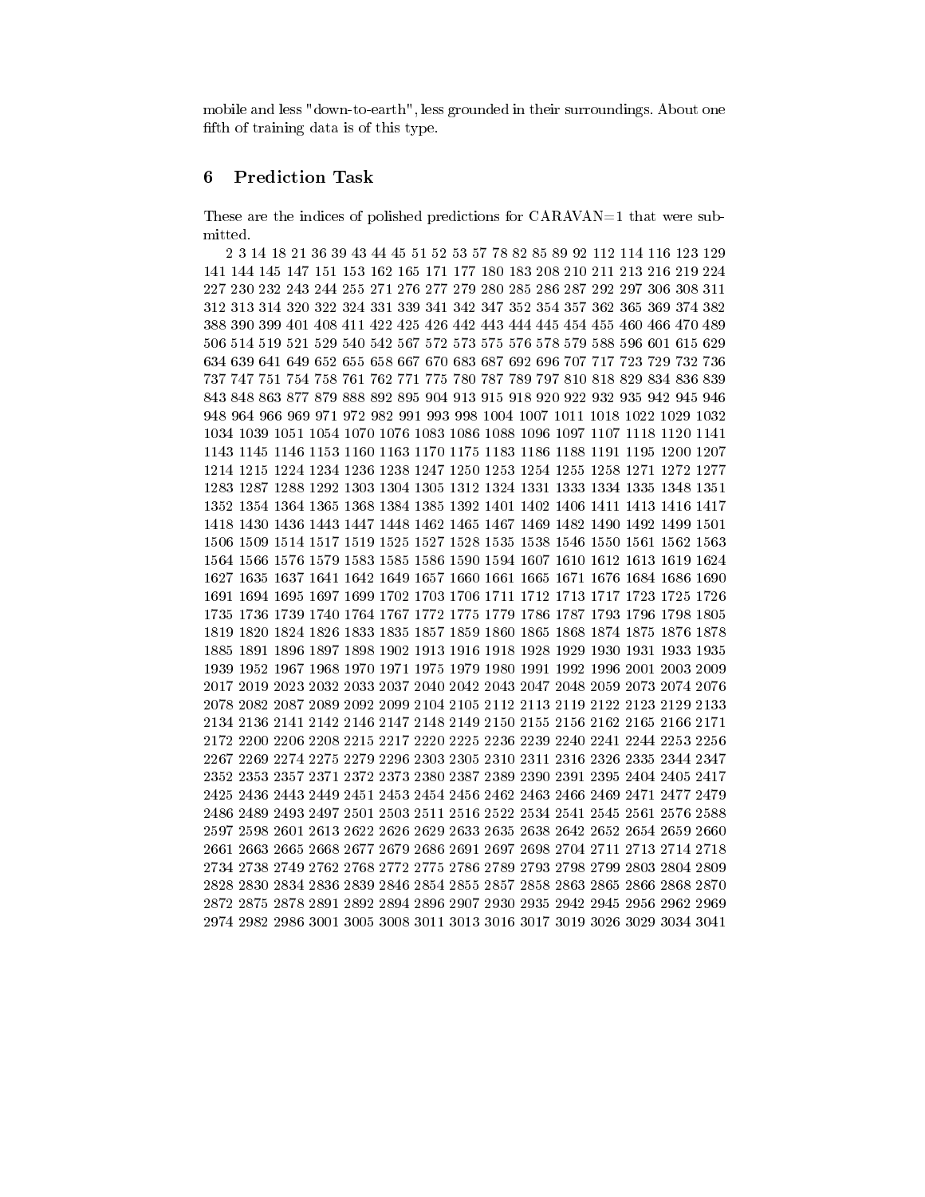mobile and less "down-to-earth", less grounded in their surroundings. About one fifth of training data is of this type.

## 6 Prediction Task

These are the indices of polished predictions for CARAVAN=1 that were submitted.

2 3 14 18 21 36 39 43 44 45 51 52 53 57 78 82 85 89 92 112 114 116 123 129 141 144 145 147 151 153 162 165 171 177 180 183 208 210 211 213 216 219 224 227 230 232 243 244 255 271 276 277 279 280 285 286 287 292 297 306 308 311 312 313 314 320 322 324 331 339 341 342 347 352 354 357 362 365 369 374 382 388 390 399 401 408 411 422 425 426 442 443 444 445 454 455 460 466 470 489 506 514 519 521 529 540 542 567 572 573 575 576 578 579 588 596 601 615 629 634 639 641 649 652 655 658 667 670 683 687 692 696 707 717 723 729 732 736 737 747 751 754 758 761 762 771 775 780 787 789 797 810 818 829 834 836 839 843 848 863 877 879 888 892 895 904 913 915 918 920 922 932 935 942 945 946 948 964 966 969 971 972 982 991 993 998 1004 1007 1011 1018 1022 1029 1032 1034 1039 1051 1054 1070 1076 1083 1086 1088 1096 1097 1107 1118 1120 1141 1143 1145 1146 1153 1160 1163 1170 1175 1183 1186 1188 1191 1195 1200 1207 1214 1215 1224 1234 1236 1238 1247 1250 1253 1254 1255 1258 1271 1272 1277 1283 1287 1288 1292 1303 1304 1305 1312 1324 1331 1333 1334 1335 1348 1351 1352 1354 1364 1365 1368 1384 1385 1392 1401 1402 1406 1411 1413 1416 1417 1418 1430 1436 1443 1447 1448 1462 1465 1467 1469 1482 1490 1492 1499 1501 1506 1509 1514 1517 1519 1525 1527 1528 1535 1538 1546 1550 1561 1562 1563 1564 1566 1576 1579 1583 1585 1586 1590 1594 1607 1610 1612 1613 1619 1624 1627 1635 1637 1641 1642 1649 1657 1660 1661 1665 1671 1676 1684 1686 1690 1691 1694 1695 1697 1699 1702 1703 1706 1711 1712 1713 1717 1723 1725 1726 1735 1736 1739 1740 1764 1767 1772 1775 1779 1786 1787 1793 1796 1798 1805 1819 1820 1824 1826 1833 1835 1857 1859 1860 1865 1868 1874 1875 1876 1878 1885 1891 1896 1897 1898 1902 1913 1916 1918 1928 1929 1930 1931 1933 1935 1939 1952 1967 1968 1970 1971 1975 1979 1980 1991 1992 1996 2001 2003 2009 2017 2019 2023 2032 2033 2037 2040 2042 2043 2047 2048 2059 2073 2074 2076 2078 2082 2087 2089 2092 2099 2104 2105 2112 2113 2119 2122 2123 2129 2133 2134 2136 2141 2142 2146 2147 2148 2149 2150 2155 2156 2162 2165 2166 2171 2172 2200 2206 2208 2215 2217 2220 2225 2236 2239 2240 2241 2244 2253 2256 2267 2269 2274 2275 2279 2296 2303 2305 2310 2311 2316 2326 2335 2344 2347 2352 2353 2357 2371 2372 2373 2380 2387 2389 2390 2391 2395 2404 2405 2417 2425 2436 2443 2449 2451 2453 2454 2456 2462 2463 2466 2469 2471 2477 2479 2486 2489 2493 2497 2501 2503 2511 2516 2522 2534 2541 2545 2561 2576 2588 2597 2598 2601 2613 2622 2626 2629 2633 2635 2638 2642 2652 2654 2659 2660 2661 2663 2665 2668 2677 2679 2686 2691 2697 2698 2704 2711 2713 2714 2718 2734 2738 2749 2762 2768 2772 2775 2786 2789 2793 2798 2799 2803 2804 2809 2828 2830 2834 2836 2839 2846 2854 2855 2857 2858 2863 2865 2866 2868 2870 2872 2875 2878 2891 2892 2894 2896 2907 2930 2935 2942 2945 2956 2962 2969 2974 2982 2986 3001 3005 3008 3011 3013 3016 3017 3019 3026 3029 3034 3041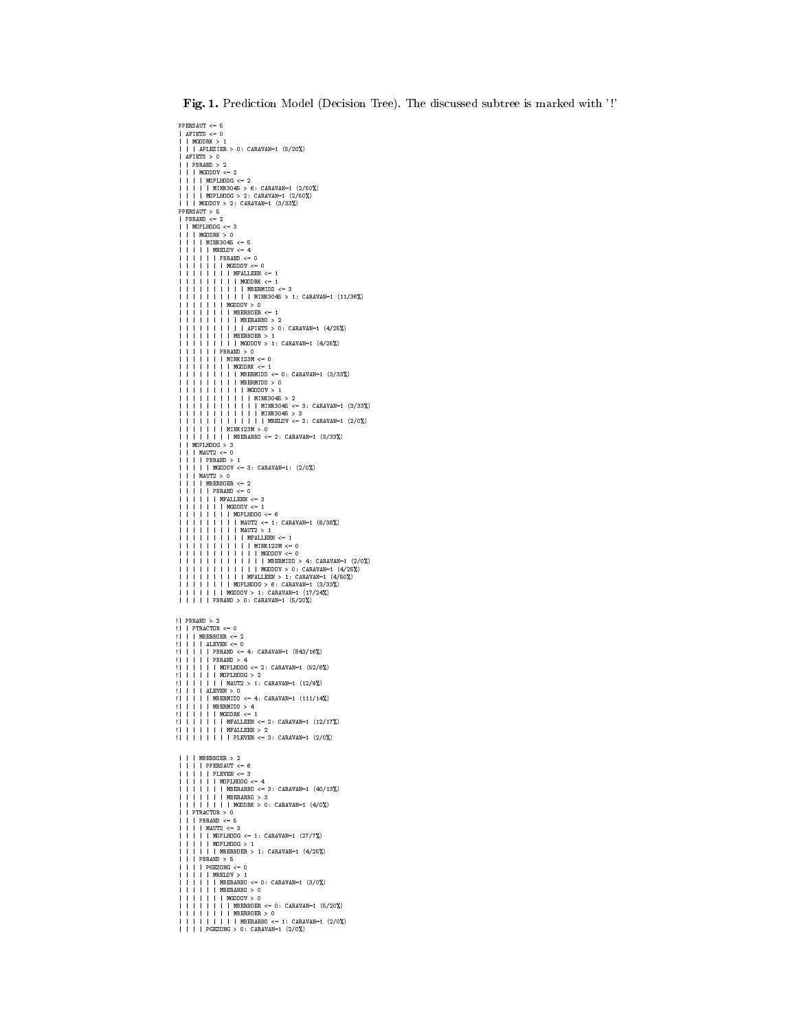**Fig. 1.** Prediction Model (Decision Tree). The discussed subtree is marked with '!'

```
PPERSAUT <= 5
| AFIETS <= 0
| | MGODRK > 1
| | | APLEZIER > 0: CARAVAN=1 (5/20%)
| AFIETS > 0
| | PBRAND > 2
| | | MGODOV <= 2
| | | | MOPLHOOG <= 2
| | | | | MINK3045 > 6: CARAVAN=1 (2/50%)
| | | | MOPLHOOG > 2: CARAVAN=1 (2/50%)
| | | MGODOV > 2: CARAVAN=1 (3/33%)
PPERSAUT > 5
| PBRAND <= 2
| | MOPLHOOG <= 3
| | | MGODRK > 0
| | | | MINK3045 <= 5
| | | | | MRELOV <= 4
| | | | | | PBRAND <= 0
| | | | | | | MGODOV <= 0
| | | | | | | | MFALLEEN <= 1
| | | | | | | | | MGODRK <= 1
| | | | | | | | | | MBERMIDD <= 3
| | | | | | | | | | | MINK3045 > 1: CARAVAN=1 (11/36%)
| | | | | | | MGODOV > 0
| | | | | | | | MBERBOER <= 1
| | | | | | | | | MBERARBO > 2
| | | | | | | | | | AFIETS > 0: CARAVAN=1 (4/25%)
| | | | | | | | MBERBOER > 1
| | | | | | | | | MGODOV > 1: CARAVAN=1 (4/25%)
| | | | | | PBRAND > 0
| | | | | | | MINK123M <= 0
| | | | | | | | MGODRK <= 1
| | | | | | | | | MBERMIDD <= 0: CARAVAN=1 (3/33%)
| | | | | | | | | MBERMIDD > 0
| | | | | | | | | | MGODOV > 1
| | | | | | | | | | | MINK3045 > 2
| | | | | | | | | | | | MINK3045 <= 3: CARAVAN=1 (3/33%)
| | | | | | | | | | | | MINK3045 > 3
| | | | | | | | | | | | | MRELOV <= 2: CARAVAN=1 (2/0%)
| | | | | | | MINK123M > 0
| | | | | | | | MBERARBO <= 2: CARAVAN=1 (3/33%)
| | MOPLHOOG > 3
| | | MAUT2 <= 0
| | | | PBRAND > 1
| | | | | MGODOV <= 3: CARAVAN=1: (2/0%)
| | | MAUT2 > 0
| | | | MBERBOER <= 2
| | | | | PBRAND <= 0
| | | | | | MFALLEEN <= 3
| | | | | | | MGODOV <= 1
| | | | | | | | MOPLHOOG <= 6
| | | | | | | | | MAUT2 <= 1: CARAVAN=1 (8/38%)
| | | | | | | | | MAUT2 > 1
| | | | | | | | | | MFALLEEN <= 1
| | | | | | | | | | | MINK123M <= 0
| | | | | | | | | | | | MGODOV <= 0
| | | | | | | | | | | | | MBERMIDD > 4: CARAVAN=1 (2/0%)
| | | | | | | | | | | | MGODOV > 0: CARAVAN=1 (4/25%)
| | | | | | | | | | MFALLEEN > 1: CARAVAN=1 (4/50%)
| | | | | | | | MOPLHOOG > 6: CARAVAN=1 (3/33%)
| | | | | | | MGODOV > 1: CARAVAN=1 (17/24%)
| | | | | PBRAND > 0: CARAVAN=1 (5/20%)

!| PBRAND > 2
!| | PTRACTOR <= 0
!| | | MBERBOER <= 2
!| | | | ALEVEN <= 0
!| | | | | PBRAND <= 4: CARAVAN=1 (843/16%)
!| | | | | PBRAND > 4
!| | | | | | MOPLHOOG <= 2: CARAVAN=1 (52/8%)
!| | | | | | MOPLHOOG > 2
!| | | | | | | MAUT2 > 1: CARAVAN=1 (12/9%)
!| | | | ALEVEN > 0
!| | | | | MBERMIDD <= 4: CARAVAN=1 (111/14%)
!| | | | | MBERMIDD > 4
!| | | | | | MGODRK <= 1
!| | | | | | | MFALLEEN <= 2: CARAVAN=1 (12/17%)
!| | | | | | | MFALLEEN > 2
!| | | | | | | | PLEVEN <= 3: CARAVAN=1 (2/0%)

| | | MBERBOER > 2
| | | | PPERSAUT <= 6
| | | | | PLEVEN <= 3
| | | | | | MOPLHOOG <= 4
| | | | | | | MBERARBO <= 3: CARAVAN=1 (40/13%)
| | | | | | | MBERARBO > 3
| | | | | | | | MGODRK > 0: CARAVAN=1 (4/0%)
| | PTRACTOR > 0
| | | PBRAND <= 5
| | | | MAUT2 <= 3
| | | | | MOPLHOOG <= 1: CARAVAN=1 (27/7%)
| | | | | MOPLHOOG > 1
| | | | | | MBERBOER > 1: CARAVAN=1 (4/25%)
| | | PBRAND > 5
| | | | PGEZONG <= 0
| | | | | MRELOV > 1
| | | | | | MBERARBO <= 0: CARAVAN=1 (3/0%)
| | | | | | MBERARBO > 0
| | | | | | | MGODOV > 0
| | | | | | | | MBERBOER <= 0: CARAVAN=1 (5/20%)
| | | | | | | | MBERBOER > 0
| | | | | | | | | MBERARBO <= 1: CARAVAN=1 (2/0%)
| | | | PGEZONG > 0: CARAVAN=1 (2/0%)
```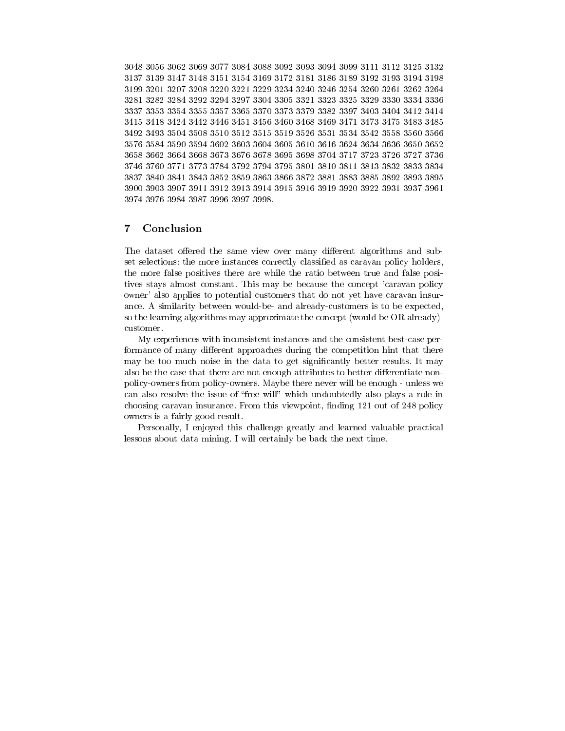3048 3056 3062 3069 3077 3084 3088 3092 3093 3094 3099 3111 3112 3125 3132 3137 3139 3147 3148 3151 3154 3169 3172 3181 3186 3189 3192 3193 3194 3198 3199 3201 3207 3208 3220 3221 3229 3234 3240 3246 3254 3260 3261 3262 3264 3281 3282 3284 3292 3294 3297 3304 3305 3321 3323 3325 3329 3330 3334 3336 3337 3353 3354 3355 3357 3365 3370 3373 3379 3382 3397 3403 3404 3412 3414 3415 3418 3424 3442 3446 3451 3456 3460 3468 3469 3471 3473 3475 3483 3485 3492 3493 3504 3508 3510 3512 3515 3519 3526 3531 3534 3542 3558 3560 3566 3576 3584 3590 3594 3602 3603 3604 3605 3610 3616 3624 3634 3636 3650 3652 3658 3662 3664 3668 3673 3676 3678 3695 3698 3704 3717 3723 3726 3727 3736 3746 3760 3771 3773 3784 3792 3794 3795 3801 3810 3811 3813 3832 3833 3834 3837 3840 3841 3843 3852 3859 3863 3866 3872 3881 3883 3885 3892 3893 3895 3900 3903 3907 3911 3912 3913 3914 3915 3916 3919 3920 3922 3931 3937 3961 3974 3976 3984 3987 3996 3997 3998.

## 7 Conclusion

The dataset offered the same view over many different algorithms and subset selections: the more instances correctly classified as caravan policy holders, the more false positives there are while the ratio between true and false positives stays almost constant. This may be because the concept 'caravan policy owner' also applies to potential customers that do not yet have caravan insurance. A similarity between would-be- and already-customers is to be expected, so the learning algorithms may approximate the concept (would-be OR already)-customer.

My experiences with inconsistent instances and the consistent best-case performance of many different approaches during the competition hint that there may be too much noise in the data to get significantly better results. It may also be the case that there are not enough attributes to better differentiate non-policy-owners from policy-owners. Maybe there never will be enough - unless we can also resolve the issue of "free will" which undoubtedly also plays a role in choosing caravan insurance. From this viewpoint, finding 121 out of 248 policy owners is a fairly good result.

Personally, I enjoyed this challenge greatly and learned valuable practical lessons about data mining. I will certainly be back the next time.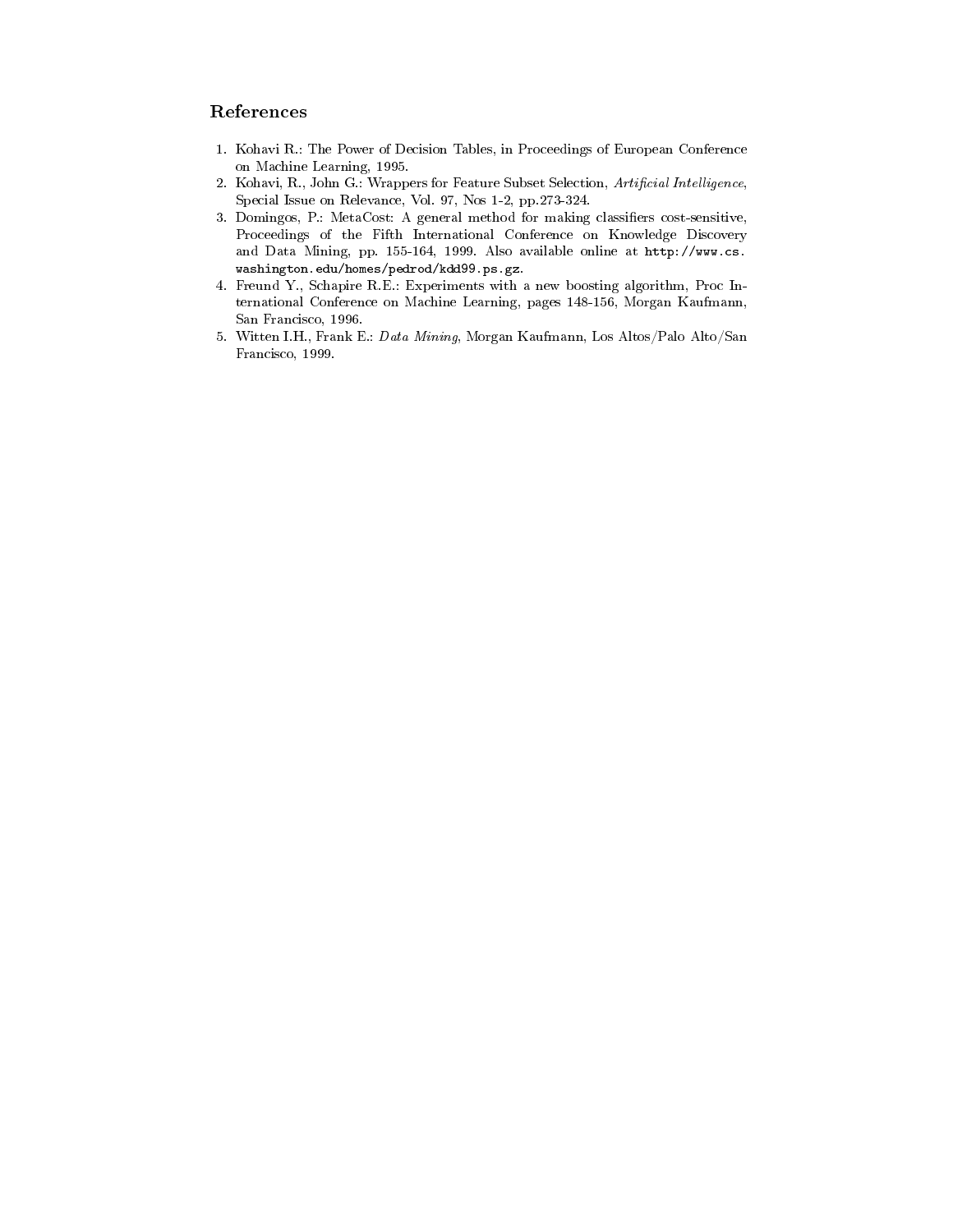## References

1. Kohavi R.: The Power of Decision Tables, in Proceedings of European Conference on Machine Learning, 1995.
2. Kohavi, R., John G.: Wrappers for Feature Subset Selection, *Artificial Intelligence*, Special Issue on Relevance, Vol. 97, Nos 1-2, pp.273-324.
3. Domingos, P.: MetaCost: A general method for making classifiers cost-sensitive, Proceedings of the Fifth International Conference on Knowledge Discovery and Data Mining, pp. 155-164, 1999. Also available online at `http://www.cs.washington.edu/homes/pedrod/kdd99.ps.gz`.
4. Freund Y., Schapire R.E.: Experiments with a new boosting algorithm, Proc International Conference on Machine Learning, pages 148-156, Morgan Kaufmann, San Francisco, 1996.
5. Witten I.H., Frank E.: *Data Mining*, Morgan Kaufmann, Los Altos/Palo Alto/San Francisco, 1999.